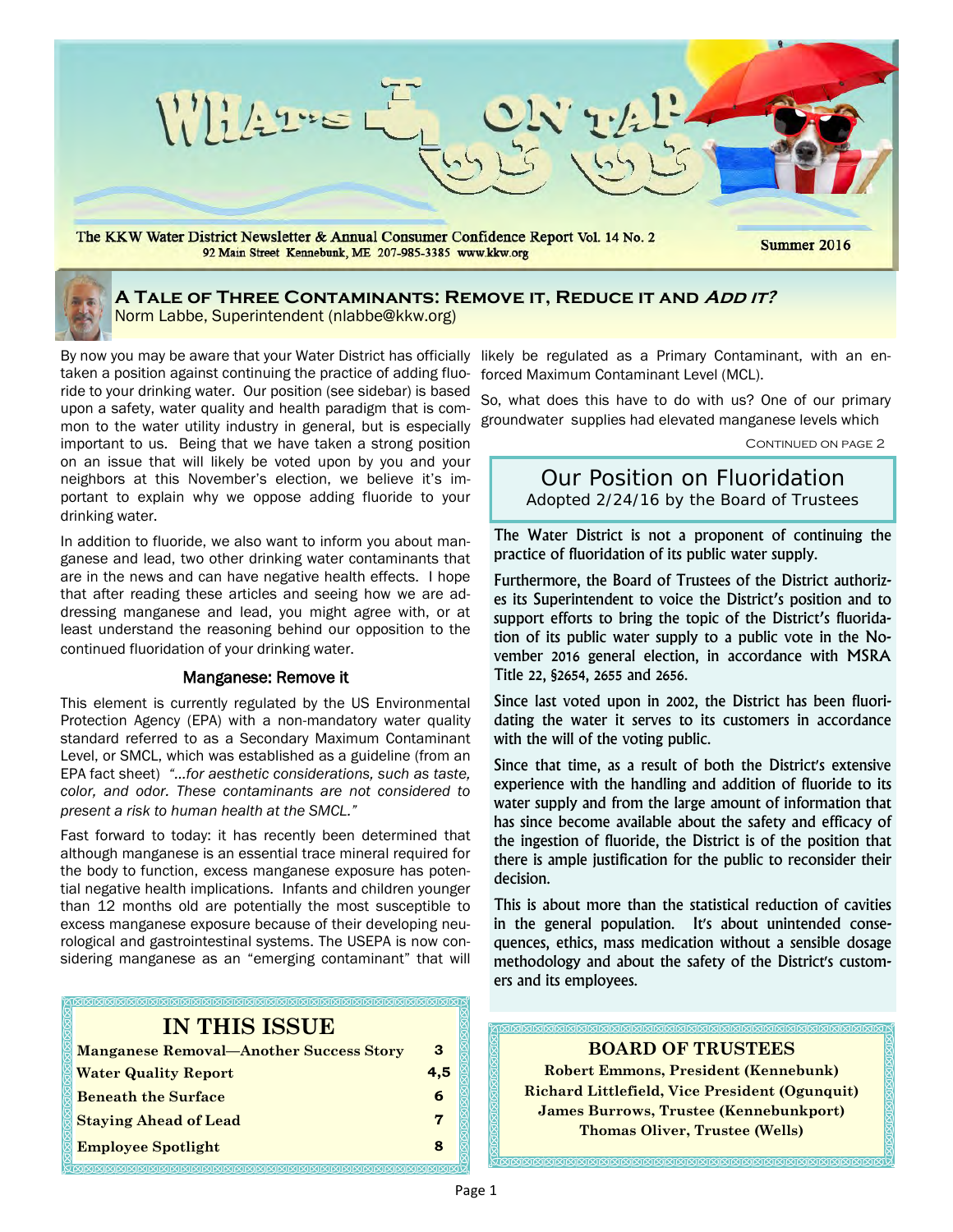# What's On Tap

The KKW Water District Newsletter & Annual Consumer Confidence Report Vol. 14 No. 2

92 Main Street Kennebunk, ME 207-985-3385 www.kkw.org

Summer 2016

## A Tale of Three Contaminants: Remove it, Reduce it and *Add it?*

Norm Labbe, Superintendent (nlabbe@kkw.org)

By now you may be aware that your Water District has officially taken a position against continuing the practice of adding fluoride to your drinking water. Our position (see sidebar) is based upon a safety, water quality and health paradigm that is common to the water utility industry in general, but is especially important to us. Being that we have taken a strong position on an issue that will likely be voted upon by you and your neighbors at this November's election, we believe it's important to explain why we oppose adding fluoride to your drinking water.

In addition to fluoride, we also want to inform you about manganese and lead, two other drinking water contaminants that are in the news and can have negative health effects. I hope that after reading these articles and seeing how we are addressing manganese and lead, you might agree with, or at least understand the reasoning behind our opposition to the continued fluoridation of your drinking water.

### Manganese: Remove it

This element is currently regulated by the US Environmental Protection Agency (EPA) with a non-mandatory water quality standard referred to as a Secondary Maximum Contaminant Level, or SMCL, which was established as a guideline (from an EPA fact sheet) *"…for aesthetic considerations, such as taste, color, and odor. These contaminants are not considered to present a risk to human health at the SMCL."*

Fast forward to today: it has recently been determined that although manganese is an essential trace mineral required for the body to function, excess manganese exposure has potential negative health implications. Infants and children younger than 12 months old are potentially the most susceptible to excess manganese exposure because of their developing neurological and gastrointestinal systems. The USEPA is now considering manganese as an "emerging contaminant" that will likely be regulated as a Primary Contaminant, with an enforced Maximum Contaminant Level (MCL).

So, what does this have to do with us? One of our primary groundwater supplies had elevated manganese levels which

Continued on page 2

### Our Position on Fluoridation

Adopted 2/24/16 by the Board of Trustees

The Water District is not a proponent of continuing the practice of fluoridation of its public water supply.

Furthermore, the Board of Trustees of the District authorizes its Superintendent to voice the District's position and to support efforts to bring the topic of the District's fluoridation of its public water supply to a public vote in the November 2016 general election, in accordance with MSRA Title 22, §2654, 2655 and 2656.

Since last voted upon in 2002, the District has been fluoridating the water it serves to its customers in accordance with the will of the voting public.

Since that time, as a result of both the District's extensive experience with the handling and addition of fluoride to its water supply and from the large amount of information that has since become available about the safety and efficacy of the ingestion of fluoride, the District is of the position that there is ample justification for the public to reconsider their decision.

This is about more than the statistical reduction of cavities in the general population. It's about unintended consequences, ethics, mass medication without a sensible dosage methodology and about the safety of the District's customers and its employees.

### IN THIS ISSUE

| | |
|---|---|
| Manganese Removal—Another Success Story | 3 |
| Water Quality Report | 4,5 |
| Beneath the Surface | 6 |
| Staying Ahead of Lead | 7 |
| Employee Spotlight | 8 |

### BOARD OF TRUSTEES

Robert Emmons, President (Kennebunk)
Richard Littlefield, Vice President (Ogunquit)
James Burrows, Trustee (Kennebunkport)
Thomas Oliver, Trustee (Wells)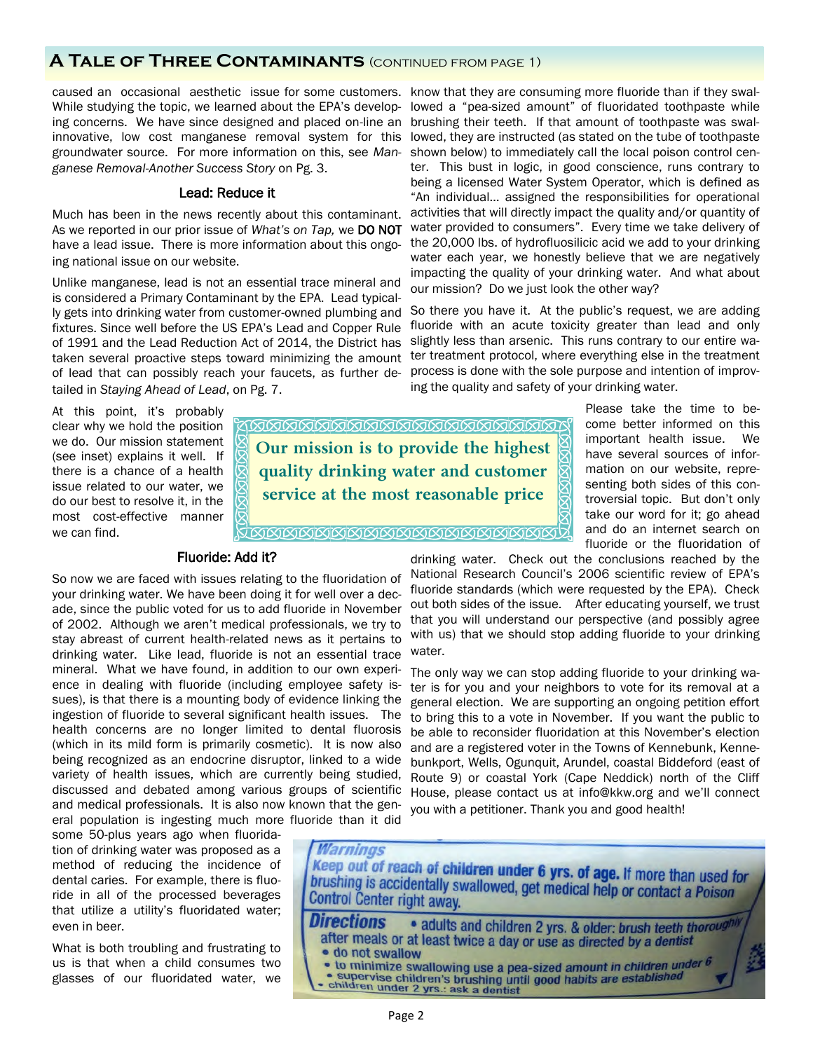## A Tale of Three Contaminants (continued from page 1)

caused an occasional aesthetic issue for some customers. While studying the topic, we learned about the EPA's developing concerns. We have since designed and placed on-line an innovative, low cost manganese removal system for this groundwater source. For more information on this, see *Manganese Removal-Another Success Story* on Pg. 3.

### Lead: Reduce it

Much has been in the news recently about this contaminant. As we reported in our prior issue of *What's on Tap,* we **DO NOT** have a lead issue. There is more information about this ongoing national issue on our website.

Unlike manganese, lead is not an essential trace mineral and is considered a Primary Contaminant by the EPA. Lead typically gets into drinking water from customer-owned plumbing and fixtures. Since well before the US EPA's Lead and Copper Rule of 1991 and the Lead Reduction Act of 2014, the District has taken several proactive steps toward minimizing the amount of lead that can possibly reach your faucets, as further detailed in *Staying Ahead of Lead*, on Pg. 7.

At this point, it's probably clear why we hold the position we do. Our mission statement (see inset) explains it well. If there is a chance of a health issue related to our water, we do our best to resolve it, in the most cost-effective manner we can find.

> **Our mission is to provide the highest quality drinking water and customer service at the most reasonable price**

### Fluoride: Add it?

So now we are faced with issues relating to the fluoridation of your drinking water. We have been doing it for well over a decade, since the public voted for us to add fluoride in November of 2002. Although we aren't medical professionals, we try to stay abreast of current health-related news as it pertains to drinking water. Like lead, fluoride is not an essential trace mineral. What we have found, in addition to our own experience in dealing with fluoride (including employee safety issues), is that there is a mounting body of evidence linking the ingestion of fluoride to several significant health issues. The health concerns are no longer limited to dental fluorosis (which in its mild form is primarily cosmetic). It is now also being recognized as an endocrine disruptor, linked to a wide variety of health issues, which are currently being studied, discussed and debated among various groups of scientific and medical professionals. It is also now known that the general population is ingesting much more fluoride than it did some 50-plus years ago when fluoridation of drinking water was proposed as a method of reducing the incidence of dental caries. For example, there is fluoride in all of the processed beverages that utilize a utility's fluoridated water; even in beer.

What is both troubling and frustrating to us is that when a child consumes two glasses of our fluoridated water, we know that they are consuming more fluoride than if they swallowed a "pea-sized amount" of fluoridated toothpaste while brushing their teeth. If that amount of toothpaste was swallowed, they are instructed (as stated on the tube of toothpaste shown below) to immediately call the local poison control center. This bust in logic, in good conscience, runs contrary to being a licensed Water System Operator, which is defined as "An individual… assigned the responsibilities for operational activities that will directly impact the quality and/or quantity of water provided to consumers". Every time we take delivery of the 20,000 lbs. of hydrofluosilicic acid we add to your drinking water each year, we honestly believe that we are negatively impacting the quality of your drinking water. And what about our mission? Do we just look the other way?

So there you have it. At the public's request, we are adding fluoride with an acute toxicity greater than lead and only slightly less than arsenic. This runs contrary to our entire water treatment protocol, where everything else in the treatment process is done with the sole purpose and intention of improving the quality and safety of your drinking water.

Please take the time to become better informed on this important health issue. We have several sources of information on our website, representing both sides of this controversial topic. But don't only take our word for it; go ahead and do an internet search on fluoride or the fluoridation of drinking water. Check out the conclusions reached by the National Research Council's 2006 scientific review of EPA's fluoride standards (which were requested by the EPA). Check out both sides of the issue. After educating yourself, we trust that you will understand our perspective (and possibly agree with us) that we should stop adding fluoride to your drinking water.

The only way we can stop adding fluoride to your drinking water is for you and your neighbors to vote for its removal at a general election. We are supporting an ongoing petition effort to bring this to a vote in November. If you want the public to be able to reconsider fluoridation at this November's election and are a registered voter in the Towns of Kennebunk, Kennebunkport, Wells, Ogunquit, Arundel, coastal Biddeford (east of Route 9) or coastal York (Cape Neddick) north of the Cliff House, please contact us at info@kkw.org and we'll connect you with a petitioner. Thank you and good health!

**Warnings**
Keep out of reach of children under 6 yrs. of age. If more than used for brushing is accidentally swallowed, get medical help or contact a Poison Control Center right away.

**Directions**
- adults and children 2 yrs. & older: brush teeth thoroughly after meals or at least twice a day or use as directed by a dentist
- do not swallow
- to minimize swallowing use a pea-sized amount in children under 6
- supervise children's brushing until good habits are established
- children under 2 yrs.: ask a dentist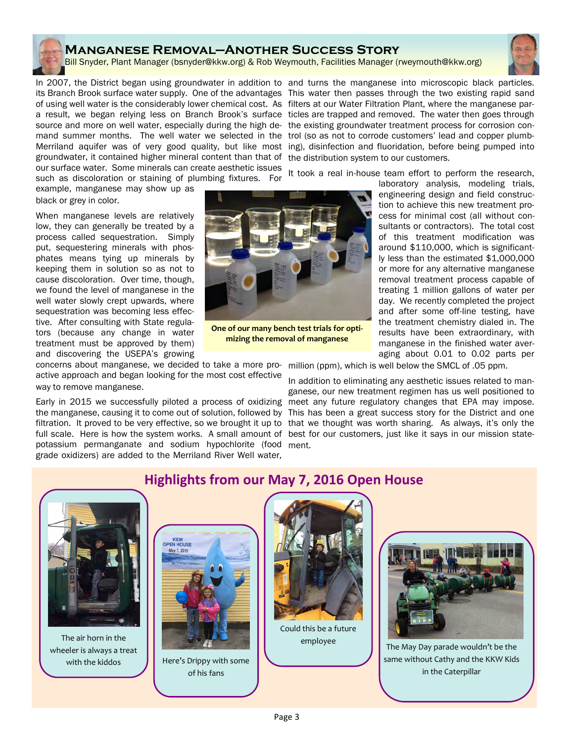## Manganese Removal—Another Success Story

Bill Snyder, Plant Manager (bsnyder@kkw.org) & Rob Weymouth, Facilities Manager (rweymouth@kkw.org)

In 2007, the District began using groundwater in addition to its Branch Brook surface water supply. One of the advantages of using well water is the considerably lower chemical cost. As a result, we began relying less on Branch Brook's surface source and more on well water, especially during the high demand summer months. The well water we selected in the Merriland aquifer was of very good quality, but like most groundwater, it contained higher mineral content than that of our surface water. Some minerals can create aesthetic issues such as discoloration or staining of plumbing fixtures. For example, manganese may show up as black or grey in color.

When manganese levels are relatively low, they can generally be treated by a process called sequestration. Simply put, sequestering minerals with phosphates means tying up minerals by keeping them in solution so as not to cause discoloration. Over time, though, we found the level of manganese in the well water slowly crept upwards, where sequestration was becoming less effective. After consulting with State regulators (because any change in water treatment must be approved by them) and discovering the USEPA's growing concerns about manganese, we decided to take a more proactive approach and began looking for the most cost effective way to remove manganese.

**One of our many bench test trials for optimizing the removal of manganese**

Early in 2015 we successfully piloted a process of oxidizing the manganese, causing it to come out of solution, followed by filtration. It proved to be very effective, so we brought it up to full scale. Here is how the system works. A small amount of potassium permanganate and sodium hypochlorite (food grade oxidizers) are added to the Merriland River Well water, and turns the manganese into microscopic black particles. This water then passes through the two existing rapid sand filters at our Water Filtration Plant, where the manganese particles are trapped and removed. The water then goes through the existing groundwater treatment process for corrosion control (so as not to corrode customers' lead and copper plumbing), disinfection and fluoridation, before being pumped into the distribution system to our customers.

It took a real in-house team effort to perform the research, laboratory analysis, modeling trials, engineering design and field construction to achieve this new treatment process for minimal cost (all without consultants or contractors). The total cost of this treatment modification was around $110,000, which is significantly less than the estimated $1,000,000 or more for any alternative manganese removal treatment process capable of treating 1 million gallons of water per day. We recently completed the project and after some off-line testing, have the treatment chemistry dialed in. The results have been extraordinary, with manganese in the finished water averaging about 0.01 to 0.02 parts per million (ppm), which is well below the SMCL of .05 ppm.

In addition to eliminating any aesthetic issues related to manganese, our new treatment regimen has us well positioned to meet any future regulatory changes that EPA may impose. This has been a great success story for the District and one that we thought was worth sharing. As always, it's only the best for our customers, just like it says in our mission statement.

## Highlights from our May 7, 2016 Open House

The air horn in the wheeler is always a treat with the kiddos

Here's Drippy with some of his fans

Could this be a future employee

The May Day parade wouldn't be the same without Cathy and the KKW Kids in the Caterpillar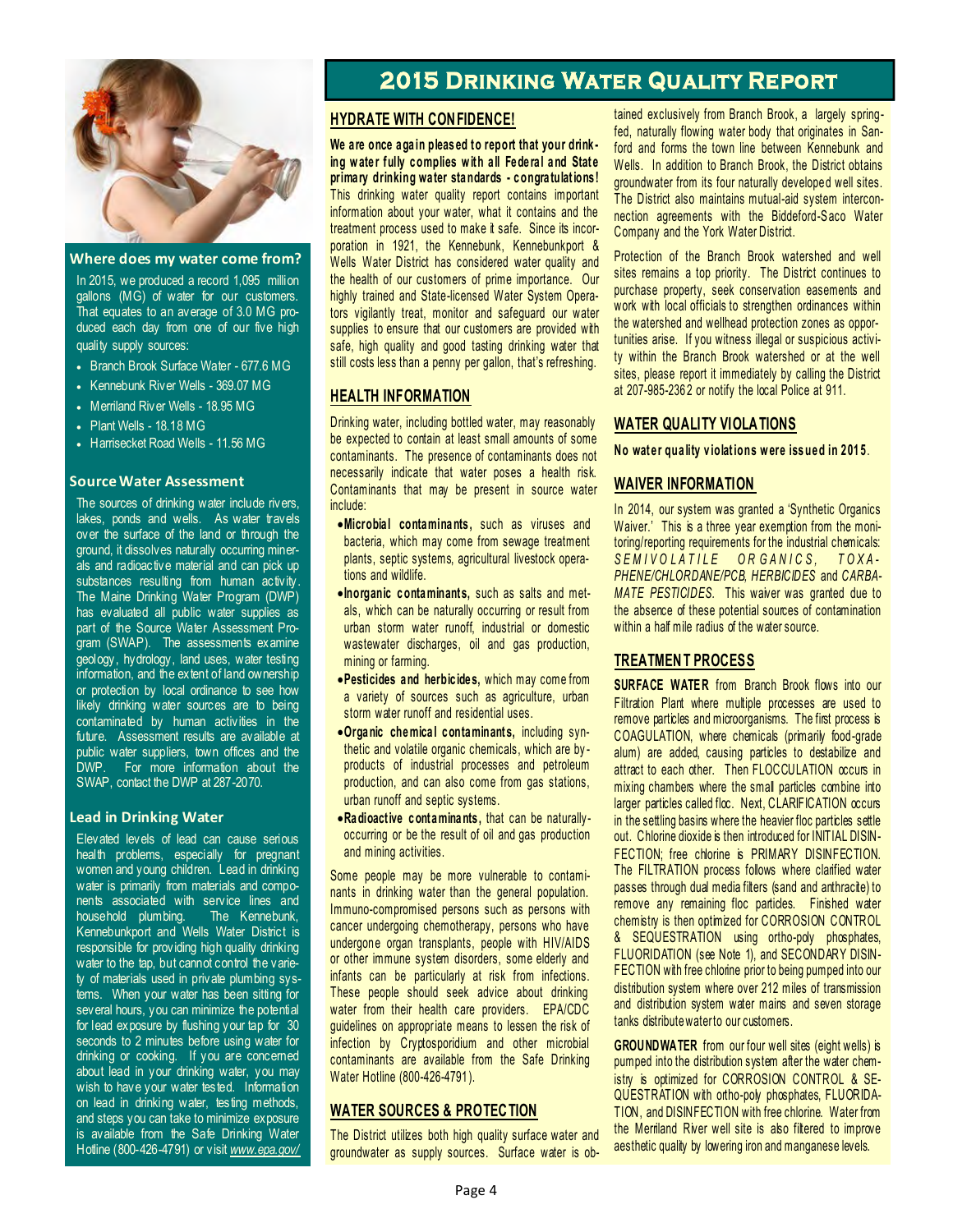# 2015 Drinking Water Quality Report

## Where does my water come from?

In 2015, we produced a record 1,095 million gallons (MG) of water for our customers. That equates to an average of 3.0 MG produced each day from one of our five high quality supply sources:

- Branch Brook Surface Water - 677.6 MG
- Kennebunk River Wells - 369.07 MG
- Merriland River Wells - 18.95 MG
- Plant Wells - 18.18 MG
- Harrisecket Road Wells - 11.56 MG

## Source Water Assessment

The sources of drinking water include rivers, lakes, ponds and wells. As water travels over the surface of the land or through the ground, it dissolves naturally occurring minerals and radioactive material and can pick up substances resulting from human activity. The Maine Drinking Water Program (DWP) has evaluated all public water supplies as part of the Source Water Assessment Program (SWAP). The assessments examine geology, hydrology, land uses, water testing information, and the extent of land ownership or protection by local ordinance to see how likely drinking water sources are to being contaminated by human activities in the future. Assessment results are available at public water suppliers, town offices and the DWP. For more information about the SWAP, contact the DWP at 287-2070.

## Lead in Drinking Water

Elevated levels of lead can cause serious health problems, especially for pregnant women and young children. Lead in drinking water is primarily from materials and components associated with service lines and household plumbing. The Kennebunk, Kennebunkport and Wells Water District is responsible for providing high quality drinking water to the tap, but cannot control the variety of materials used in private plumbing systems. When your water has been sitting for several hours, you can minimize the potential for lead exposure by flushing your tap for 30 seconds to 2 minutes before using water for drinking or cooking. If you are concerned about lead in your drinking water, you may wish to have your water tested. Information on lead in drinking water, testing methods, and steps you can take to minimize exposure is available from the Safe Drinking Water Hotline (800-426-4791) or visit *www.epa.gov/*

## HYDRATE WITH CONFIDENCE!

**We are once again pleased to report that your drinking water fully complies with all Federal and State primary drinking water standards - congratulations!** This drinking water quality report contains important information about your water, what it contains and the treatment process used to make it safe. Since its incorporation in 1921, the Kennebunk, Kennebunkport & Wells Water District has considered water quality and the health of our customers of prime importance. Our highly trained and State-licensed Water System Operators vigilantly treat, monitor and safeguard our water supplies to ensure that our customers are provided with safe, high quality and good tasting drinking water that still costs less than a penny per gallon, that's refreshing.

## HEALTH INFORMATION

Drinking water, including bottled water, may reasonably be expected to contain at least small amounts of some contaminants. The presence of contaminants does not necessarily indicate that water poses a health risk. Contaminants that may be present in source water include:

- **Microbial contaminants,** such as viruses and bacteria, which may come from sewage treatment plants, septic systems, agricultural livestock operations and wildlife.
- **Inorganic contaminants,** such as salts and metals, which can be naturally occurring or result from urban storm water runoff, industrial or domestic wastewater discharges, oil and gas production, mining or farming.
- **Pesticides and herbicides,** which may come from a variety of sources such as agriculture, urban storm water runoff and residential uses.
- **Organic chemical contaminants,** including synthetic and volatile organic chemicals, which are by-products of industrial processes and petroleum production, and can also come from gas stations, urban runoff and septic systems.
- **Radioactive contaminants,** that can be naturally-occurring or be the result of oil and gas production and mining activities.

Some people may be more vulnerable to contaminants in drinking water than the general population. Immuno-compromised persons such as persons with cancer undergoing chemotherapy, persons who have undergone organ transplants, people with HIV/AIDS or other immune system disorders, some elderly and infants can be particularly at risk from infections. These people should seek advice about drinking water from their health care providers. EPA/CDC guidelines on appropriate means to lessen the risk of infection by Cryptosporidium and other microbial contaminants are available from the Safe Drinking Water Hotline (800-426-4791).

## WATER SOURCES & PROTECTION

The District utilizes both high quality surface water and groundwater as supply sources. Surface water is obtained exclusively from Branch Brook, a largely spring-fed, naturally flowing water body that originates in Sanford and forms the town line between Kennebunk and Wells. In addition to Branch Brook, the District obtains groundwater from its four naturally developed well sites. The District also maintains mutual-aid system interconnection agreements with the Biddeford-Saco Water Company and the York Water District.

Protection of the Branch Brook watershed and well sites remains a top priority. The District continues to purchase property, seek conservation easements and work with local officials to strengthen ordinances within the watershed and wellhead protection zones as opportunities arise. If you witness illegal or suspicious activity within the Branch Brook watershed or at the well sites, please report it immediately by calling the District at 207-985-2362 or notify the local Police at 911.

## WATER QUALITY VIOLATIONS

**No water quality violations were issued in 2015**.

## WAIVER INFORMATION

In 2014, our system was granted a 'Synthetic Organics Waiver.' This is a three year exemption from the monitoring/reporting requirements for the industrial chemicals: *SEMIVOLATILE ORGANICS, TOXAPHENE/CHLORDANE/PCB, HERBICIDES* and *CARBAMATE PESTICIDES*. This waiver was granted due to the absence of these potential sources of contamination within a half mile radius of the water source.

## TREATMENT PROCESS

**SURFACE WATER** from Branch Brook flows into our Filtration Plant where multiple processes are used to remove particles and microorganisms. The first process is COAGULATION, where chemicals (primarily food-grade alum) are added, causing particles to destabilize and attract to each other. Then FLOCCULATION occurs in mixing chambers where the small particles combine into larger particles called floc. Next, CLARIFICATION occurs in the settling basins where the heavier floc particles settle out. Chlorine dioxide is then introduced for INITIAL DISINFECTION; free chlorine is PRIMARY DISINFECTION. The FILTRATION process follows where clarified water passes through dual media filters (sand and anthracite) to remove any remaining floc particles. Finished water chemistry is then optimized for CORROSION CONTROL & SEQUESTRATION using ortho-poly phosphates, FLUORIDATION (see Note 1), and SECONDARY DISINFECTION with free chlorine prior to being pumped into our distribution system where over 212 miles of transmission and distribution system water mains and seven storage tanks distribute water to our customers.

**GROUNDWATER** from our four well sites (eight wells) is pumped into the distribution system after the water chemistry is optimized for CORROSION CONTROL & SEQUESTRATION with ortho-poly phosphates, FLUORIDATION, and DISINFECTION with free chlorine. Water from the Merriland River well site is also filtered to improve aesthetic quality by lowering iron and manganese levels.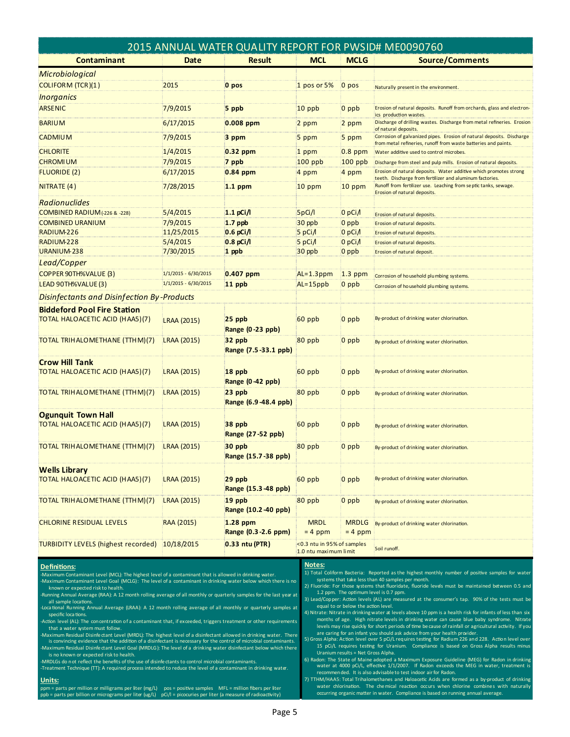# 2015 ANNUAL WATER QUALITY REPORT FOR PWSID# ME0090760

| Contaminant | Date | Result | MCL | MCLG | Source/Comments |
|---|---|---|---|---|---|
| *Microbiological* | | | | | |
| COLIFORM (TCR)(1) | 2015 | **0 pos** | 1 pos or 5% | 0 pos | Naturally present in the environment. |
| *Inorganics* | | | | | |
| ARSENIC | 7/9/2015 | **5 ppb** | 10 ppb | 0 ppb | Erosion of natural deposits. Runoff from orchards, glass and electronics production wastes. |
| BARIUM | 6/17/2015 | **0.008 ppm** | 2 ppm | 2 ppm | Discharge of drilling wastes. Discharge from metal refineries. Erosion of natural deposits. |
| CADMIUM | 7/9/2015 | **3 ppm** | 5 ppm | 5 ppm | Corrosion of galvanized pipes. Erosion of natural deposits. Discharge from metal refineries, runoff from waste batteries and paints. |
| CHLORITE | 1/4/2015 | **0.32 ppm** | 1 ppm | 0.8 ppm | Water additive used to control microbes. |
| CHROMIUM | 7/9/2015 | **7 ppb** | 100 ppb | 100 ppb | Discharge from steel and pulp mills. Erosion of natural deposits. |
| FLUORIDE (2) | 6/17/2015 | **0.84 ppm** | 4 ppm | 4 ppm | Erosion of natural deposits. Water additive which promotes strong teeth. Discharge from fertilizer and aluminum factories. |
| NITRATE (4) | 7/28/2015 | **1.1 ppm** | 10 ppm | 10 ppm | Runoff from fertilizer use. Leaching from septic tanks, sewage. Erosion of natural deposits. |
| *Radionuclides* | | | | | |
| COMBINED RADIUM (-226 & -228) | 5/4/2015 | **1.1 pCi/l** | 5pCi/l | 0 pCi/l | Erosion of natural deposits. |
| COMBINED URANIUM | 7/9/2015 | **1.7 ppb** | 30 ppb | 0 ppb | Erosion of natural deposits. |
| RADIUM-226 | 11/25/2015 | **0.6 pCi/l** | 5 pCi/l | 0 pCi/l | Erosion of natural deposits. |
| RADIUM-228 | 5/4/2015 | **0.8 pCi/l** | 5 pCi/l | 0 pCi/l | Erosion of natural deposits. |
| URANIUM-238 | 7/30/2015 | **1 ppb** | 30 ppb | 0 ppb | Erosion of natural deposit. |
| *Lead/Copper* | | | | | |
| COPPER 90TH%VALUE (3) | 1/1/2015 - 6/30/2015 | **0.407 ppm** | AL=1.3ppm | 1.3 ppm | Corrosion of household plumbing systems. |
| LEAD 90TH%VALUE (3) | 1/1/2015 - 6/30/2015 | **11 ppb** | AL=15ppb | 0 ppb | Corrosion of household plumbing systems. |
| *Disinfectants and Disinfection By-Products* | | | | | |
| **Biddeford Pool Fire Station** | | | | | |
| TOTAL HALOACETIC ACID (HAA5)(7) | LRAA (2015) | **25 ppb** **Range (0-23 ppb)** | 60 ppb | 0 ppb | By-product of drinking water chlorination. |
| TOTAL TRIHALOMETHANE (TTHM)(7) | LRAA (2015) | **32 ppb** **Range (7.5-33.1 ppb)** | 80 ppb | 0 ppb | By-product of drinking water chlorination. |
| **Crow Hill Tank** | | | | | |
| TOTAL HALOACETIC ACID (HAA5)(7) | LRAA (2015) | **18 ppb** **Range (0-42 ppb)** | 60 ppb | 0 ppb | By-product of drinking water chlorination. |
| TOTAL TRIHALOMETHANE (TTHM)(7) | LRAA (2015) | **23 ppb** **Range (6.9-48.4 ppb)** | 80 ppb | 0 ppb | By-product of drinking water chlorination. |
| **Ogunquit Town Hall** | | | | | |
| TOTAL HALOACETIC ACID (HAA5)(7) | LRAA (2015) | **38 ppb** **Range (27-52 ppb)** | 60 ppb | 0 ppb | By-product of drinking water chlorination. |
| TOTAL TRIHALOMETHANE (TTHM)(7) | LRAA (2015) | **30 ppb** **Range (15.7-38 ppb)** | 80 ppb | 0 ppb | By-product of drinking water chlorination. |
| **Wells Library** | | | | | |
| TOTAL HALOACETIC ACID (HAA5)(7) | LRAA (2015) | **29 ppb** **Range (15.3-48 ppb)** | 60 ppb | 0 ppb | By-product of drinking water chlorination. |
| TOTAL TRIHALOMETHANE (TTHM)(7) | LRAA (2015) | **19 ppb** **Range (10.2-40 ppb)** | 80 ppb | 0 ppb | By-product of drinking water chlorination. |
| CHLORINE RESIDUAL LEVELS | RAA (2015) | **1.28 ppm** **Range (0.3-2.6 ppm)** | MRDL = 4 ppm | MRDLG = 4 ppm | By-product of drinking water chlorination. |
| TURBIDITY LEVELS (highest recorded) | 10/18/2015 | **0.33 ntu (PTR)** | <0.3 ntu in 95% of samples 1.0 ntu maximum limit | | Soil runoff. |

**Definitions:**

- Maximum Contaminant Level (MCL): The highest level of a contaminant that is allowed in drinking water.
- Maximum Contaminant Level Goal (MCLG): The level of a contaminant in drinking water below which there is no known or expected risk to health.
- Running Annual Average (RAA): A 12 month rolling average of all monthly or quarterly samples for the last year at all sample locations.
- Locational Running Annual Average (LRAA): A 12 month rolling average of all monthly or quarterly samples at specific locations.
- Action level (AL): The concentration of a contaminant that, if exceeded, triggers treatment or other requirements that a water system must follow.
- Maximum Residual Disinfectant Level (MRDL): The highest level of a disinfectant allowed in drinking water. There is convincing evidence that the addition of a disinfectant is necessary for the control of microbial contaminants.
- Maximum Residual Disinfectant Level Goal (MRDLG): The level of a drinking water disinfectant below which there is no known or expected risk to health.
- MRDLGs do not reflect the benefits of the use of disinfectants to control microbial contaminants.
- Treatment Technique (TT): A required process intended to reduce the level of a contaminant in drinking water.

**Units:**

ppm = parts per million or milligrams per liter (mg/L) pos = positive samples MFL = million fibers per liter
ppb = parts per billion or micrograms per liter (ug/L) pCi/l = picocuries per liter (a measure of radioactivity)

**Notes:**

1) Total Coliform Bacteria: Reported as the highest monthly number of positive samples for water systems that take less than 40 samples per month.
2) Fluoride: For those systems that fluoridate, fluoride levels must be maintained between 0.5 and 1.2 ppm. The optimum level is 0.7 ppm.
3) Lead/Copper: Action levels (AL) are measured at the consumer's tap. 90% of the tests must be equal to or below the action level.
4) Nitrate: Nitrate in drinking water at levels above 10 ppm is a health risk for infants of less than six months of age. High nitrate levels in drinking water can cause blue baby syndrome. Nitrate levels may rise quickly for short periods of time because of rainfall or agricultural activity. If you are caring for an infant you should ask advice from your health provider.
5) Gross Alpha: Action level over 5 pCi/L requires testing for Radium 226 and 228. Action level over 15 pCi/L requires testing for Uranium. Compliance is based on Gross Alpha results minus Uranium results = Net Gross Alpha.
6) Radon: The State of Maine adopted a Maximum Exposure Guideline (MEG) for Radon in drinking water at 4000 pCi/L, effective 1/1/2007. If Radon exceeds the MEG in water, treatment is recommended. It is also advisable to test indoor air for Radon.
7) TTHM/HAA5: Total Trihalomethanes and Haloacetic Acids are formed as a by-product of drinking water chlorination. The chemical reaction occurs when chlorine combines with naturally occurring organic matter in water. Compliance is based on running annual average.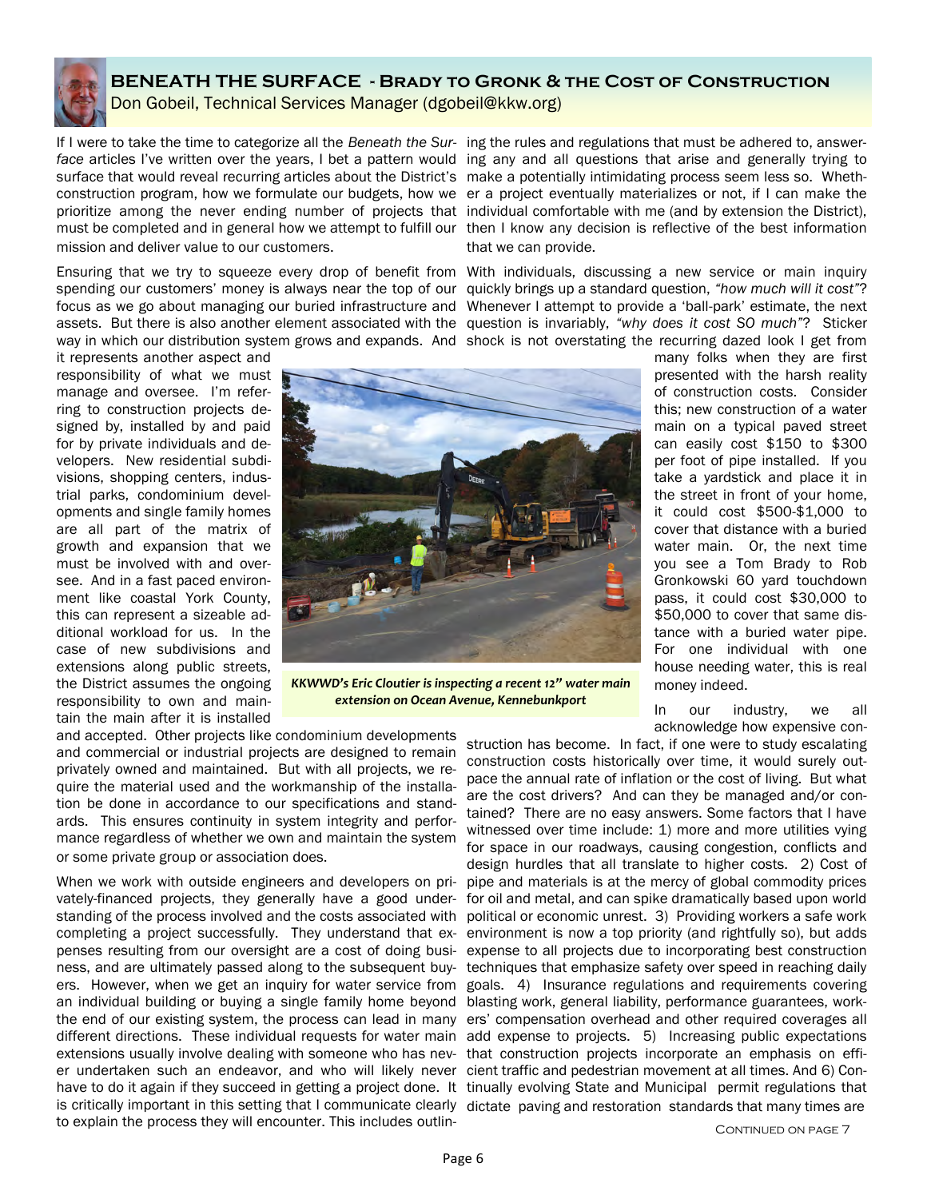## BENEATH THE SURFACE - Brady to Gronk & the Cost of Construction

Don Gobeil, Technical Services Manager (dgobeil@kkw.org)

If I were to take the time to categorize all the *Beneath the Surface* articles I've written over the years, I bet a pattern would surface that would reveal recurring articles about the District's construction program, how we formulate our budgets, how we prioritize among the never ending number of projects that must be completed and in general how we attempt to fulfill our mission and deliver value to our customers.

Ensuring that we try to squeeze every drop of benefit from spending our customers' money is always near the top of our focus as we go about managing our buried infrastructure and assets. But there is also another element associated with the way in which our distribution system grows and expands. And it represents another aspect and responsibility of what we must manage and oversee. I'm referring to construction projects designed by, installed by and paid for by private individuals and developers. New residential subdivisions, shopping centers, industrial parks, condominium developments and single family homes are all part of the matrix of growth and expansion that we must be involved with and oversee. And in a fast paced environment like coastal York County, this can represent a sizeable additional workload for us. In the case of new subdivisions and extensions along public streets, the District assumes the ongoing responsibility to own and maintain the main after it is installed and accepted. Other projects like condominium developments and commercial or industrial projects are designed to remain privately owned and maintained. But with all projects, we require the material used and the workmanship of the installation be done in accordance to our specifications and standards. This ensures continuity in system integrity and performance regardless of whether we own and maintain the system or some private group or association does.

When we work with outside engineers and developers on privately-financed projects, they generally have a good understanding of the process involved and the costs associated with completing a project successfully. They understand that expenses resulting from our oversight are a cost of doing business, and are ultimately passed along to the subsequent buyers. However, when we get an inquiry for water service from an individual building or buying a single family home beyond the end of our existing system, the process can lead in many different directions. These individual requests for water main extensions usually involve dealing with someone who has never undertaken such an endeavor, and who will likely never have to do it again if they succeed in getting a project done. It is critically important in this setting that I communicate clearly to explain the process they will encounter. This includes outlining the rules and regulations that must be adhered to, answering any and all questions that arise and generally trying to make a potentially intimidating process seem less so. Whether a project eventually materializes or not, if I can make the individual comfortable with me (and by extension the District), then I know any decision is reflective of the best information that we can provide.

With individuals, discussing a new service or main inquiry quickly brings up a standard question, *"how much will it cost"*? Whenever I attempt to provide a 'ball-park' estimate, the next question is invariably, *"why does it cost SO much"*? Sticker shock is not overstating the recurring dazed look I get from many folks when they are first presented with the harsh reality of construction costs. Consider this; new construction of a water main on a typical paved street can easily cost $150 to $300 per foot of pipe installed. If you take a yardstick and place it in the street in front of your home, it could cost $500-$1,000 to cover that distance with a buried water main. Or, the next time you see a Tom Brady to Rob Gronkowski 60 yard touchdown pass, it could cost $30,000 to $50,000 to cover that same distance with a buried water pipe. For one individual with one house needing water, this is real money indeed.

*KKWWD's Eric Cloutier is inspecting a recent 12" water main extension on Ocean Avenue, Kennebunkport*

In our industry, we all acknowledge how expensive construction has become. In fact, if one were to study escalating construction costs historically over time, it would surely outpace the annual rate of inflation or the cost of living. But what are the cost drivers? And can they be managed and/or contained? There are no easy answers. Some factors that I have witnessed over time include: 1) more and more utilities vying for space in our roadways, causing congestion, conflicts and design hurdles that all translate to higher costs. 2) Cost of pipe and materials is at the mercy of global commodity prices for oil and metal, and can spike dramatically based upon world political or economic unrest. 3) Providing workers a safe work environment is now a top priority (and rightfully so), but adds expense to all projects due to incorporating best construction techniques that emphasize safety over speed in reaching daily goals. 4) Insurance regulations and requirements covering blasting work, general liability, performance guarantees, workers' compensation overhead and other required coverages all add expense to projects. 5) Increasing public expectations that construction projects incorporate an emphasis on efficient traffic and pedestrian movement at all times. And 6) Continually evolving State and Municipal permit regulations that dictate paving and restoration standards that many times are

Continued on page 7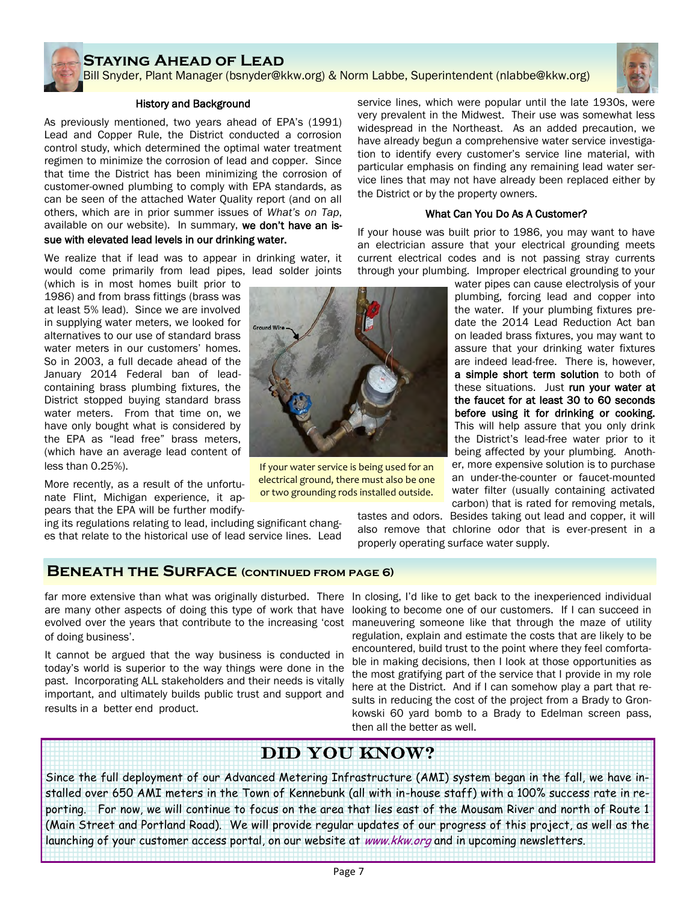## Staying Ahead of Lead

Bill Snyder, Plant Manager (bsnyder@kkw.org) & Norm Labbe, Superintendent (nlabbe@kkw.org)

### History and Background

As previously mentioned, two years ahead of EPA's (1991) Lead and Copper Rule, the District conducted a corrosion control study, which determined the optimal water treatment regimen to minimize the corrosion of lead and copper. Since that time the District has been minimizing the corrosion of customer-owned plumbing to comply with EPA standards, as can be seen of the attached Water Quality report (and on all others, which are in prior summer issues of *What's on Tap*, available on our website). In summary, **we don't have an issue with elevated lead levels in our drinking water.**

We realize that if lead was to appear in drinking water, it would come primarily from lead pipes, lead solder joints (which is in most homes built prior to 1986) and from brass fittings (brass was at least 5% lead). Since we are involved in supplying water meters, we looked for alternatives to our use of standard brass water meters in our customers' homes. So in 2003, a full decade ahead of the January 2014 Federal ban of lead-containing brass plumbing fixtures, the District stopped buying standard brass water meters. From that time on, we have only bought what is considered by the EPA as "lead free" brass meters, (which have an average lead content of less than 0.25%).

More recently, as a result of the unfortunate Flint, Michigan experience, it appears that the EPA will be further modifying its regulations relating to lead, including significant changes that relate to the historical use of lead service lines. Lead service lines, which were popular until the late 1930s, were very prevalent in the Midwest. Their use was somewhat less widespread in the Northeast. As an added precaution, we have already begun a comprehensive water service investigation to identify every customer's service line material, with particular emphasis on finding any remaining lead water service lines that may not have already been replaced either by the District or by the property owners.

If your water service is being used for an electrical ground, there must also be one or two grounding rods installed outside.

### What Can You Do As A Customer?

If your house was built prior to 1986, you may want to have an electrician assure that your electrical grounding meets current electrical codes and is not passing stray currents through your plumbing. Improper electrical grounding to your water pipes can cause electrolysis of your plumbing, forcing lead and copper into the water. If your plumbing fixtures predate the 2014 Lead Reduction Act ban on leaded brass fixtures, you may want to assure that your drinking water fixtures are indeed lead-free. There is, however, **a simple short term solution** to both of these situations. Just **run your water at the faucet for at least 30 to 60 seconds before using it for drinking or cooking.** This will help assure that you only drink the District's lead-free water prior to it being affected by your plumbing. Another, more expensive solution is to purchase an under-the-counter or faucet-mounted water filter (usually containing activated carbon) that is rated for removing metals, tastes and odors. Besides taking out lead and copper, it will also remove that chlorine odor that is ever-present in a properly operating surface water supply.

## Beneath the Surface (continued from page 6)

far more extensive than what was originally disturbed. There are many other aspects of doing this type of work that have evolved over the years that contribute to the increasing 'cost of doing business'.

It cannot be argued that the way business is conducted in today's world is superior to the way things were done in the past. Incorporating ALL stakeholders and their needs is vitally important, and ultimately builds public trust and support and results in a better end product.

In closing, I'd like to get back to the inexperienced individual looking to become one of our customers. If I can succeed in maneuvering someone like that through the maze of utility regulation, explain and estimate the costs that are likely to be encountered, build trust to the point where they feel comfortable in making decisions, then I look at those opportunities as the most gratifying part of the service that I provide in my role here at the District. And if I can somehow play a part that results in reducing the cost of the project from a Brady to Gronkowski 60 yard bomb to a Brady to Edelman screen pass, then all the better as well.

## DID YOU KNOW?

Since the full deployment of our Advanced Metering Infrastructure (AMI) system began in the fall, we have installed over 650 AMI meters in the Town of Kennebunk (all with in-house staff) with a 100% success rate in reporting. For now, we will continue to focus on the area that lies east of the Mousam River and north of Route 1 (Main Street and Portland Road). We will provide regular updates of our progress of this project, as well as the launching of your customer access portal, on our website at *www.kkw.org* and in upcoming newsletters.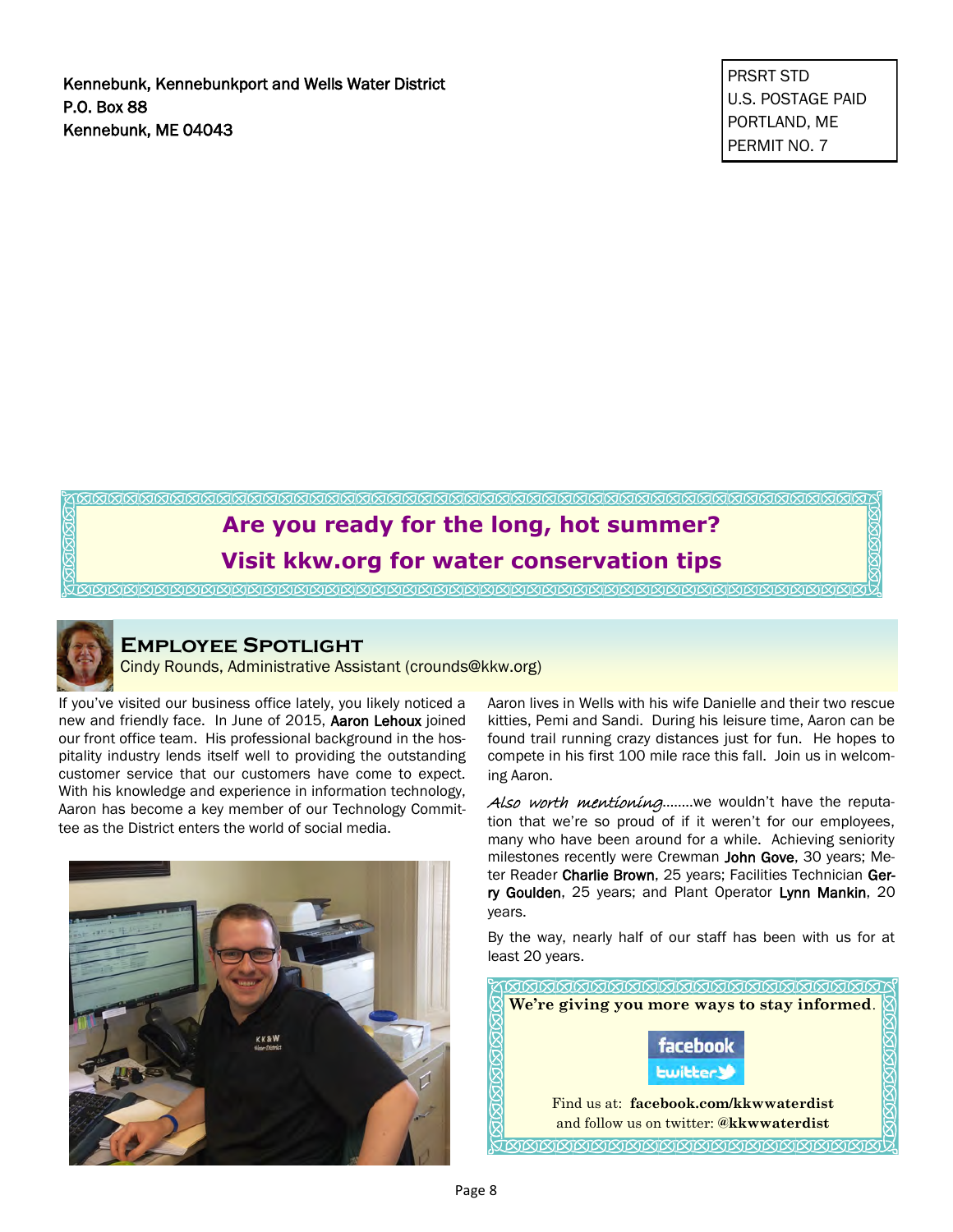Kennebunk, Kennebunkport and Wells Water District
P.O. Box 88
Kennebunk, ME 04043

PRSRT STD
U.S. POSTAGE PAID
PORTLAND, ME
PERMIT NO. 7

**Are you ready for the long, hot summer?**
**Visit kkw.org for water conservation tips**

## Employee Spotlight

Cindy Rounds, Administrative Assistant (crounds@kkw.org)

If you've visited our business office lately, you likely noticed a new and friendly face. In June of 2015, Aaron Lehoux joined our front office team. His professional background in the hospitality industry lends itself well to providing the outstanding customer service that our customers have come to expect. With his knowledge and experience in information technology, Aaron has become a key member of our Technology Committee as the District enters the world of social media.

Aaron lives in Wells with his wife Danielle and their two rescue kitties, Pemi and Sandi. During his leisure time, Aaron can be found trail running crazy distances just for fun. He hopes to compete in his first 100 mile race this fall. Join us in welcoming Aaron.

*Also worth mentioning*........we wouldn't have the reputation that we're so proud of if it weren't for our employees, many who have been around for a while. Achieving seniority milestones recently were Crewman John Gove, 30 years; Meter Reader Charlie Brown, 25 years; Facilities Technician Gerry Goulden, 25 years; and Plant Operator Lynn Mankin, 20 years.

By the way, nearly half of our staff has been with us for at least 20 years.

**We're giving you more ways to stay informed.**

facebook
twitter

Find us at: **facebook.com/kkwwaterdist**
and follow us on twitter: **@kkwwaterdist**